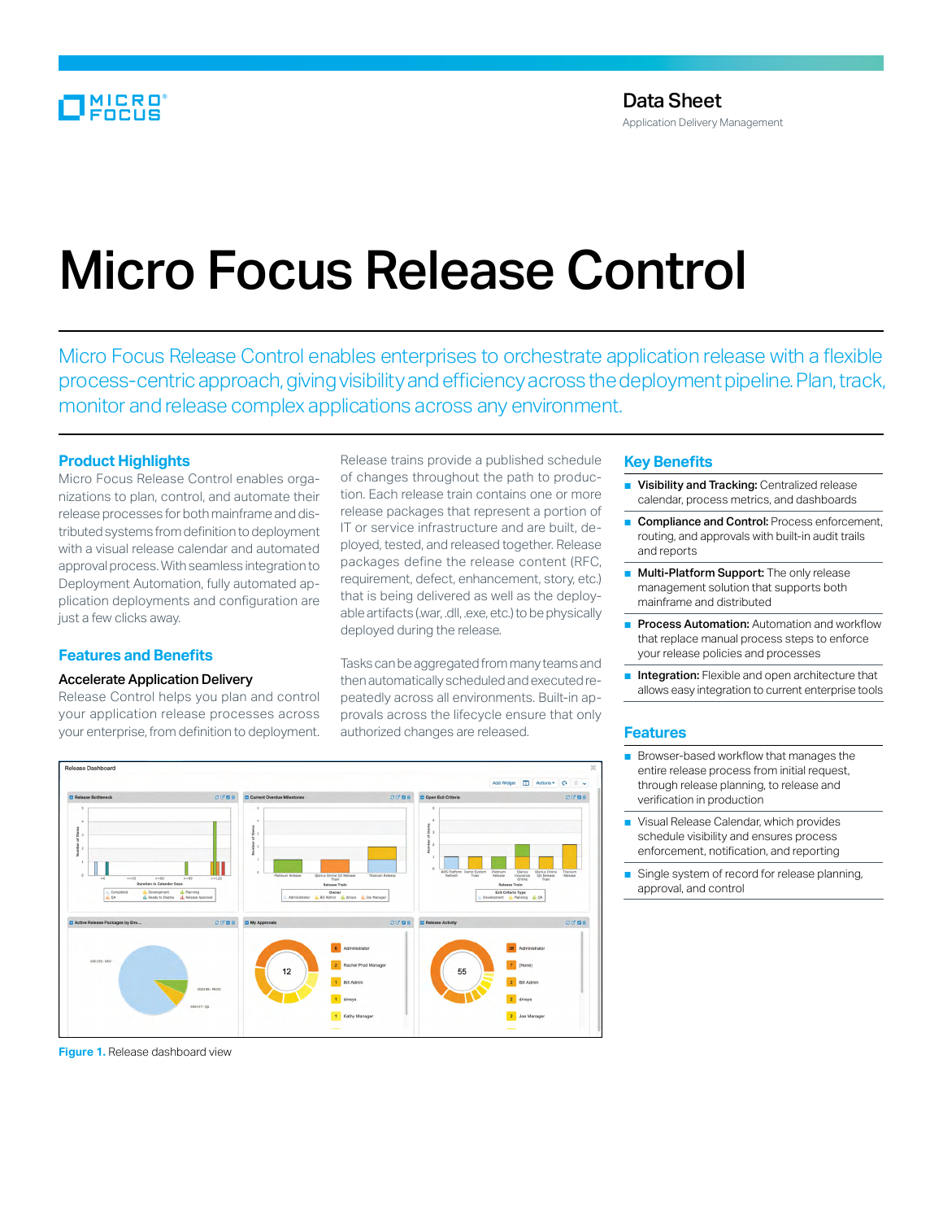Data Sheet
Application Delivery Management

# Micro Focus Release Control

Micro Focus Release Control enables enterprises to orchestrate application release with a flexible process-centric approach, giving visibility and efficiency across the deployment pipeline. Plan, track, monitor and release complex applications across any environment.

## Product Highlights

Micro Focus Release Control enables organizations to plan, control, and automate their release processes for both mainframe and distributed systems from definition to deployment with a visual release calendar and automated approval process. With seamless integration to Deployment Automation, fully automated application deployments and configuration are just a few clicks away.

## Features and Benefits

### Accelerate Application Delivery

Release Control helps you plan and control your application release processes across your enterprise, from definition to deployment.

Release trains provide a published schedule of changes throughout the path to production. Each release train contains one or more release packages that represent a portion of IT or service infrastructure and are built, deployed, tested, and released together. Release packages define the release content (RFC, requirement, defect, enhancement, story, etc.) that is being delivered as well as the deployable artifacts (.war, .dll, .exe, etc.) to be physically deployed during the release.

Tasks can be aggregated from many teams and then automatically scheduled and executed repeatedly across all environments. Built-in approvals across the lifecycle ensure that only authorized changes are released.

Figure 1. Release dashboard view

## Key Benefits

- **Visibility and Tracking:** Centralized release calendar, process metrics, and dashboards
- **Compliance and Control:** Process enforcement, routing, and approvals with built-in audit trails and reports
- **Multi-Platform Support:** The only release management solution that supports both mainframe and distributed
- **Process Automation:** Automation and workflow that replace manual process steps to enforce your release policies and processes
- **Integration:** Flexible and open architecture that allows easy integration to current enterprise tools

## Features

- Browser-based workflow that manages the entire release process from initial request, through release planning, to release and verification in production
- Visual Release Calendar, which provides schedule visibility and ensures process enforcement, notification, and reporting
- Single system of record for release planning, approval, and control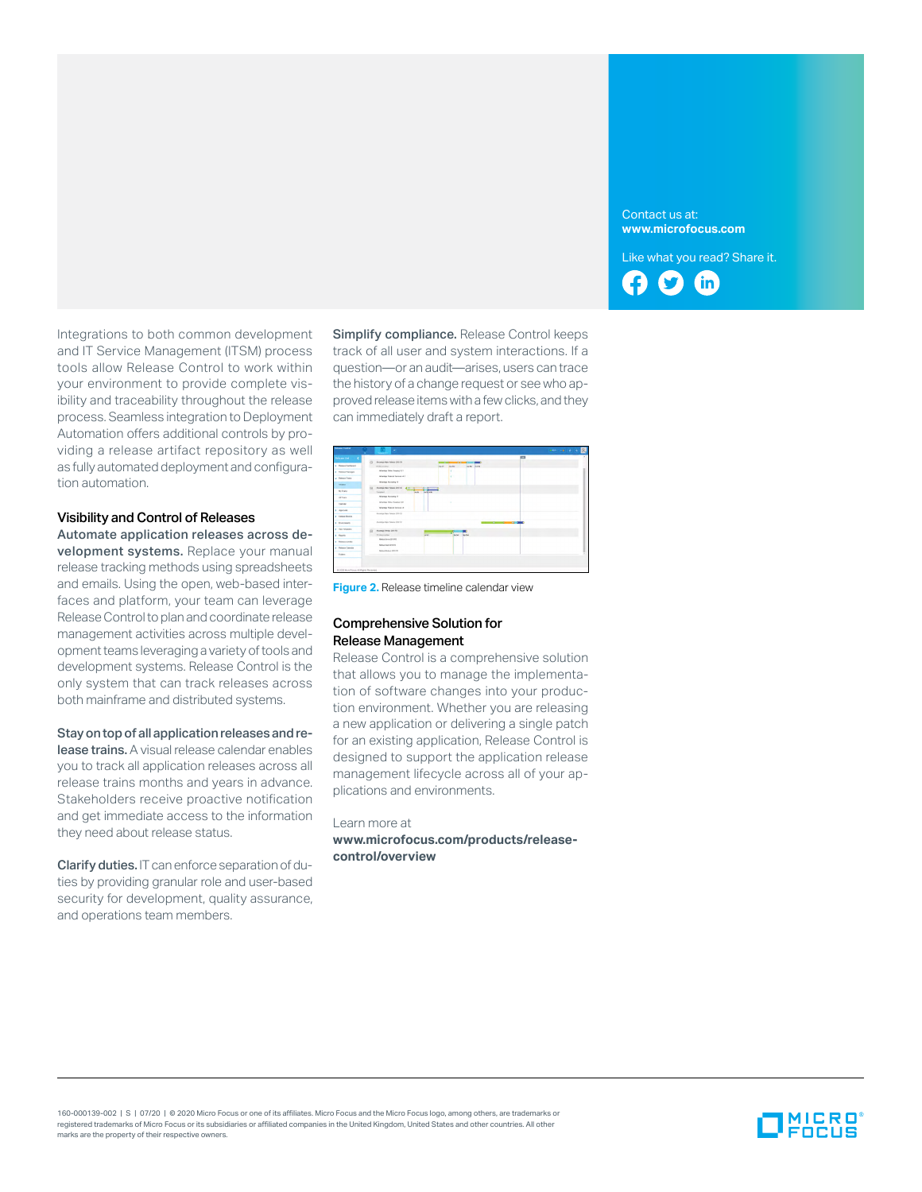Contact us at:
**www.microfocus.com**

Like what you read? Share it.

Integrations to both common development and IT Service Management (ITSM) process tools allow Release Control to work within your environment to provide complete visibility and traceability throughout the release process. Seamless integration to Deployment Automation offers additional controls by providing a release artifact repository as well as fully automated deployment and configuration automation.

### Visibility and Control of Releases

**Automate application releases across development systems.** Replace your manual release tracking methods using spreadsheets and emails. Using the open, web-based interfaces and platform, your team can leverage Release Control to plan and coordinate release management activities across multiple development teams leveraging a variety of tools and development systems. Release Control is the only system that can track releases across both mainframe and distributed systems.

**Stay on top of all application releases and release trains.** A visual release calendar enables you to track all application releases across all release trains months and years in advance. Stakeholders receive proactive notification and get immediate access to the information they need about release status.

**Clarify duties.** IT can enforce separation of duties by providing granular role and user-based security for development, quality assurance, and operations team members.

**Simplify compliance.** Release Control keeps track of all user and system interactions. If a question—or an audit—arises, users can trace the history of a change request or see who approved release items with a few clicks, and they can immediately draft a report.

**Figure 2.** Release timeline calendar view

### Comprehensive Solution for Release Management

Release Control is a comprehensive solution that allows you to manage the implementation of software changes into your production environment. Whether you are releasing a new application or delivering a single patch for an existing application, Release Control is designed to support the application release management lifecycle across all of your applications and environments.

Learn more at
**www.microfocus.com/products/release-control/overview**

160-000139-002 | S | 07/20 | © 2020 Micro Focus or one of its affiliates. Micro Focus and the Micro Focus logo, among others, are trademarks or registered trademarks of Micro Focus or its subsidiaries or affiliated companies in the United Kingdom, United States and other countries. All other marks are the property of their respective owners.